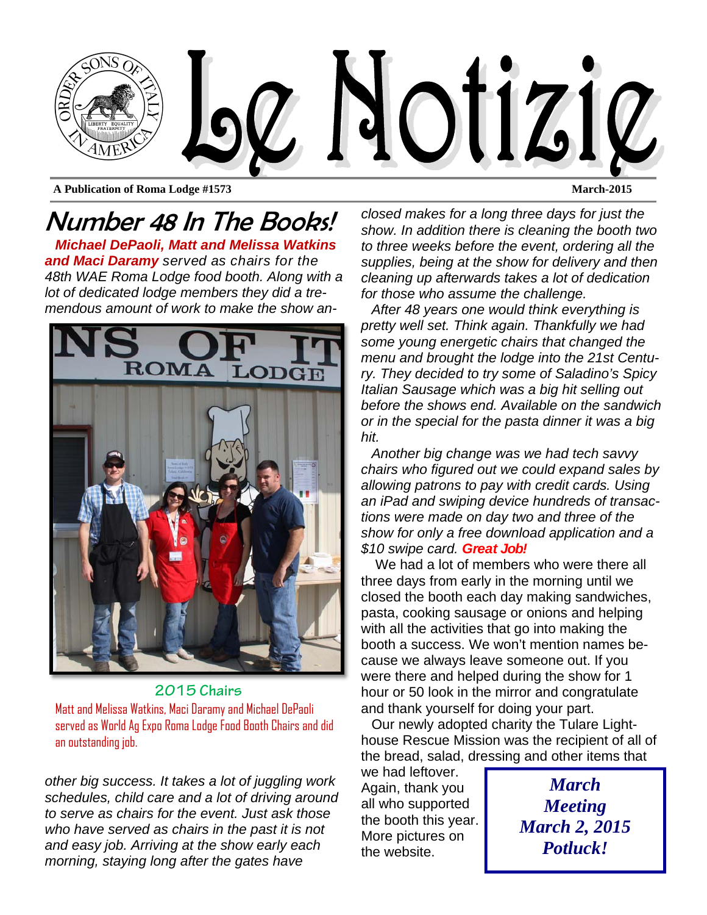# Le Notizie

**A Publication of Roma Lodge #1573** **March-2015**

## Number 48 In The Books!

***Michael DePaoli, Matt and Melissa Watkins and Maci Daramy*** *served as chairs for the 48th WAE Roma Lodge food booth. Along with a lot of dedicated lodge members they did a tremendous amount of work to make the show another big success. It takes a lot of juggling work schedules, child care and a lot of driving around to serve as chairs for the event. Just ask those who have served as chairs in the past it is not and easy job. Arriving at the show early each morning, staying long after the gates have closed makes for a long three days for just the show. In addition there is cleaning the booth two to three weeks before the event, ordering all the supplies, being at the show for delivery and then cleaning up afterwards takes a lot of dedication for those who assume the challenge.*

**2015 Chairs**

Matt and Melissa Watkins, Maci Daramy and Michael DePaoli served as World Ag Expo Roma Lodge Food Booth Chairs and did an outstanding job.

*After 48 years one would think everything is pretty well set. Think again. Thankfully we had some young energetic chairs that changed the menu and brought the lodge into the 21st Century. They decided to try some of Saladino's Spicy Italian Sausage which was a big hit selling out before the shows end. Available on the sandwich or in the special for the pasta dinner it was a big hit.*

*Another big change was we had tech savvy chairs who figured out we could expand sales by allowing patrons to pay with credit cards. Using an iPad and swiping device hundreds of transactions were made on day two and three of the show for only a free download application and a $10 swipe card.* ***Great Job!***

We had a lot of members who were there all three days from early in the morning until we closed the booth each day making sandwiches, pasta, cooking sausage or onions and helping with all the activities that go into making the booth a success. We won't mention names because we always leave someone out. If you were there and helped during the show for 1 hour or 50 look in the mirror and congratulate and thank yourself for doing your part.

Our newly adopted charity the Tulare Lighthouse Rescue Mission was the recipient of all of the bread, salad, dressing and other items that we had leftover. Again, thank you all who supported the booth this year. More pictures on the website.

***March Meeting***
***March 2, 2015***
***Potluck!***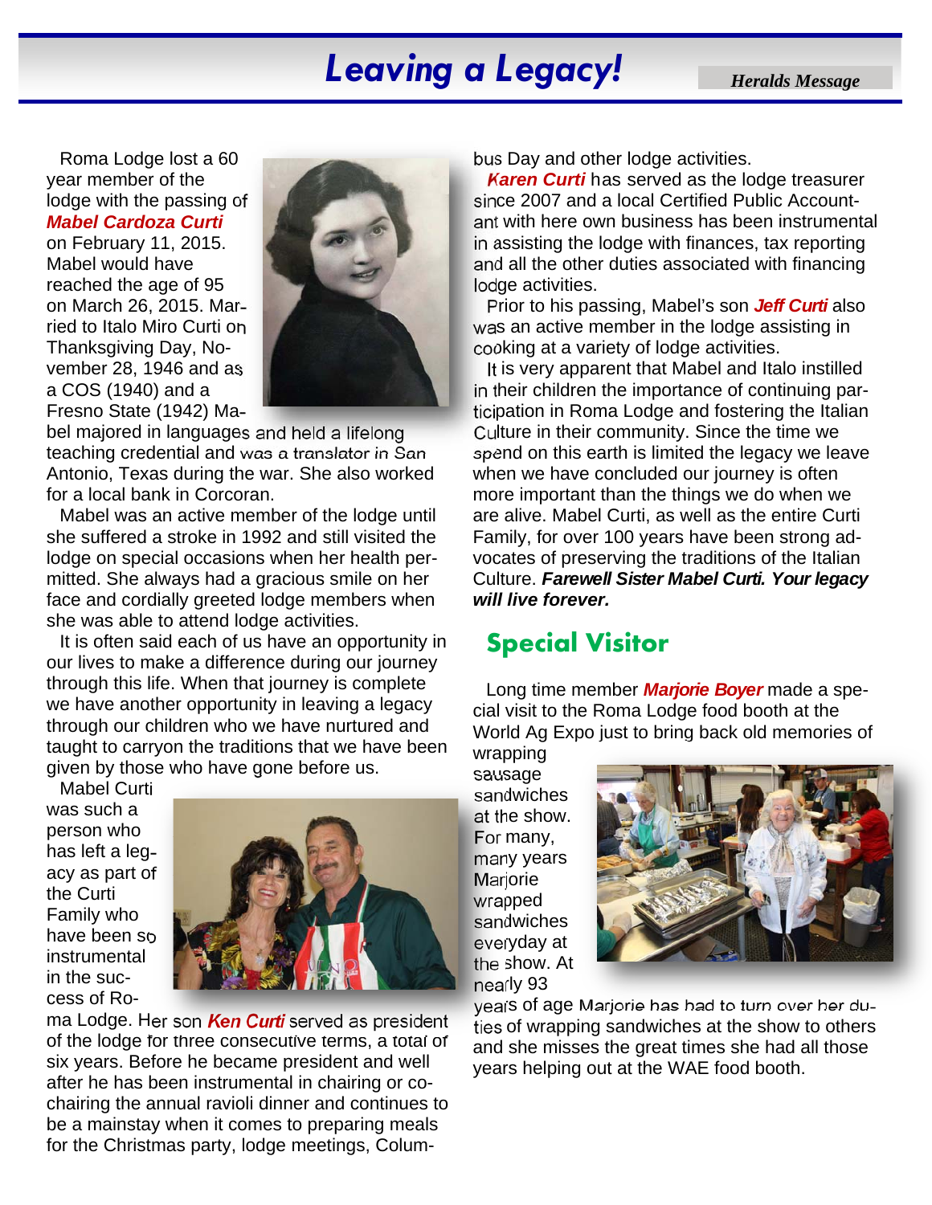# *Leaving a Legacy!*

***Heralds Message***

Roma Lodge lost a 60 year member of the lodge with the passing of ***Mabel Cardoza Curti*** on February 11, 2015. Mabel would have reached the age of 95 on March 26, 2015. Married to Italo Miro Curti on Thanksgiving Day, November 28, 1946 and as a COS (1940) and a Fresno State (1942) Mabel majored in languages and held a lifelong teaching credential and was a translator in San Antonio, Texas during the war. She also worked for a local bank in Corcoran.

Mabel was an active member of the lodge until she suffered a stroke in 1992 and still visited the lodge on special occasions when her health permitted. She always had a gracious smile on her face and cordially greeted lodge members when she was able to attend lodge activities.

It is often said each of us have an opportunity in our lives to make a difference during our journey through this life. When that journey is complete we have another opportunity in leaving a legacy through our children who we have nurtured and taught to carryon the traditions that we have been given by those who have gone before us.

Mabel Curti was such a person who has left a legacy as part of the Curti Family who have been so instrumental in the success of Roma Lodge. Her son ***Ken Curti*** served as president of the lodge for three consecutive terms, a total of six years. Before he became president and well after he has been instrumental in chairing or co-chairing the annual ravioli dinner and continues to be a mainstay when it comes to preparing meals for the Christmas party, lodge meetings, Columbus Day and other lodge activities.

***Karen Curti*** has served as the lodge treasurer since 2007 and a local Certified Public Accountant with here own business has been instrumental in assisting the lodge with finances, tax reporting and all the other duties associated with financing lodge activities.

Prior to his passing, Mabel's son ***Jeff Curti*** also was an active member in the lodge assisting in cooking at a variety of lodge activities.

It is very apparent that Mabel and Italo instilled in their children the importance of continuing participation in Roma Lodge and fostering the Italian Culture in their community. Since the time we spend on this earth is limited the legacy we leave when we have concluded our journey is often more important than the things we do when we are alive. Mabel Curti, as well as the entire Curti Family, for over 100 years have been strong advocates of preserving the traditions of the Italian Culture. ***Farewell Sister Mabel Curti. Your legacy will live forever.***

## Special Visitor

Long time member ***Marjorie Boyer*** made a special visit to the Roma Lodge food booth at the World Ag Expo just to bring back old memories of wrapping sausage sandwiches at the show. For many, many years Marjorie wrapped sandwiches everyday at the show. At nearly 93 years of age Marjorie has had to turn over her duties of wrapping sandwiches at the show to others and she misses the great times she had all those years helping out at the WAE food booth.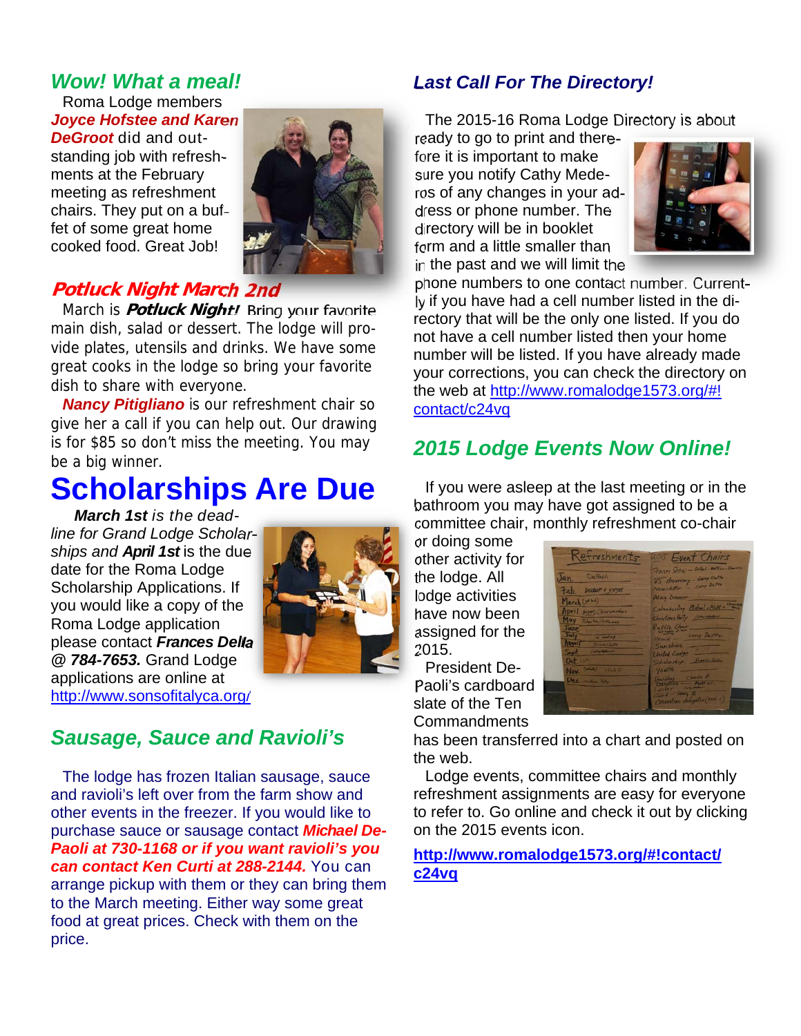## *Wow! What a meal!*

Roma Lodge members ***Joyce Hofstee and Karen DeGroot*** did and outstanding job with refreshments at the February meeting as refreshment chairs. They put on a buffet of some great home cooked food. Great Job!

## ***Potluck Night March 2nd***

March is ***Potluck Night!*** Bring your favorite main dish, salad or dessert. The lodge will provide plates, utensils and drinks. We have some great cooks in the lodge so bring your favorite dish to share with everyone.

***Nancy Pitigliano*** is our refreshment chair so give her a call if you can help out. Our drawing is for $85 so don't miss the meeting. You may be a big winner.

# Scholarships Are Due

***March 1st*** *is the deadline for Grand Lodge Scholarships and* ***April 1st*** is the due date for the Roma Lodge Scholarship Applications. If you would like a copy of the Roma Lodge application please contact ***Frances Della @ 784-7653.*** Grand Lodge applications are online at http://www.sonsofitalyca.org/

## *Sausage, Sauce and Ravioli's*

The lodge has frozen Italian sausage, sauce and ravioli's left over from the farm show and other events in the freezer. If you would like to purchase sauce or sausage contact ***Michael DePaoli at 730-1168 or if you want ravioli's you can contact Ken Curti at 288-2144.*** You can arrange pickup with them or they can bring them to the March meeting. Either way some great food at great prices. Check with them on the price.

## *Last Call For The Directory!*

The 2015-16 Roma Lodge Directory is about ready to go to print and therefore it is important to make sure you notify Cathy Mederos of any changes in your address or phone number. The directory will be in booklet form and a little smaller than in the past and we will limit the phone numbers to one contact number. Currently if you have had a cell number listed in the directory that will be the only one listed. If you do not have a cell number listed then your home number will be listed. If you have already made your corrections, you can check the directory on the web at http://www.romalodge1573.org/#!contact/c24vq

## *2015 Lodge Events Now Online!*

If you were asleep at the last meeting or in the bathroom you may have got assigned to be a committee chair, monthly refreshment co-chair or doing some other activity for the lodge. All lodge activities have now been assigned for the 2015.

President DePaoli's cardboard slate of the Ten Commandments has been transferred into a chart and posted on the web.

Lodge events, committee chairs and monthly refreshment assignments are easy for everyone to refer to. Go online and check it out by clicking on the 2015 events icon.

**http://www.romalodge1573.org/#!contact/c24vq**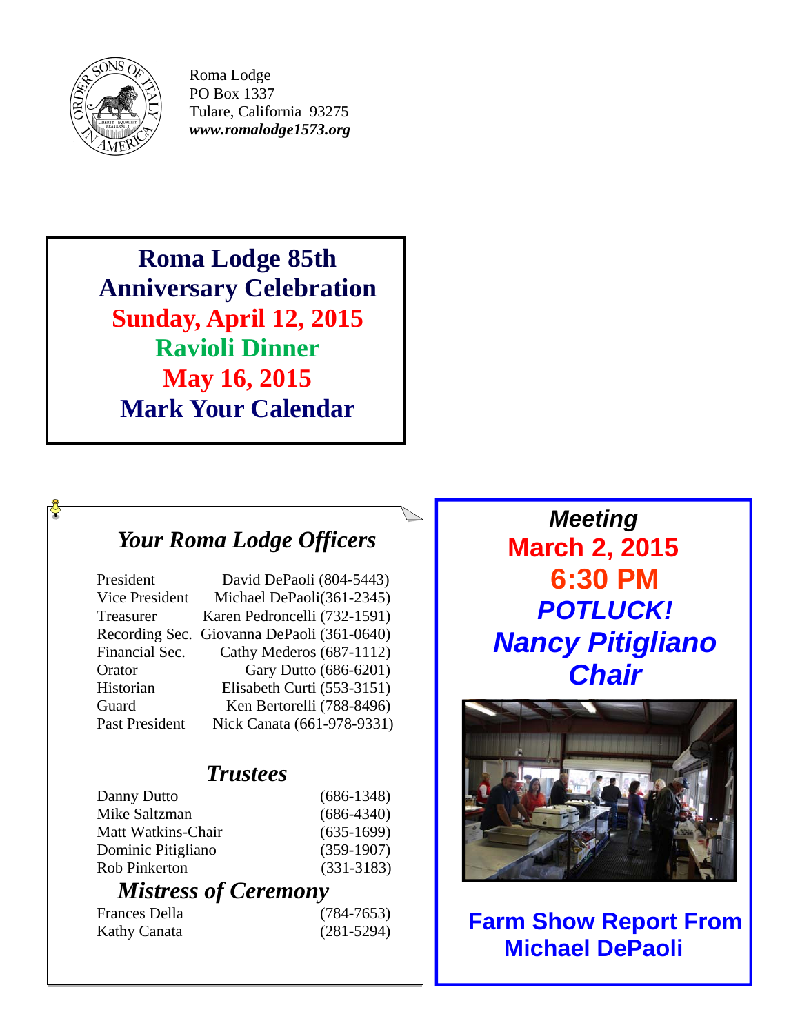Roma Lodge
PO Box 1337
Tulare, California 93275
***www.romalodge1573.org***

**Roma Lodge 85th Anniversary Celebration**
**Sunday, April 12, 2015**
**Ravioli Dinner**
**May 16, 2015**
**Mark Your Calendar**

## *Your Roma Lodge Officers*

| | |
|---|---|
| President | David DePaoli (804-5443) |
| Vice President | Michael DePaoli(361-2345) |
| Treasurer | Karen Pedroncelli (732-1591) |
| Recording Sec. | Giovanna DePaoli (361-0640) |
| Financial Sec. | Cathy Mederos (687-1112) |
| Orator | Gary Dutto (686-6201) |
| Historian | Elisabeth Curti (553-3151) |
| Guard | Ken Bertorelli (788-8496) |
| Past President | Nick Canata (661-978-9331) |

### *Trustees*

| | |
|---|---|
| Danny Dutto | (686-1348) |
| Mike Saltzman | (686-4340) |
| Matt Watkins-Chair | (635-1699) |
| Dominic Pitigliano | (359-1907) |
| Rob Pinkerton | (331-3183) |

### *Mistress of Ceremony*

| | |
|---|---|
| Frances Della | (784-7653) |
| Kathy Canata | (281-5294) |

***Meeting***
**March 2, 2015**
**6:30 PM**
***POTLUCK!***
***Nancy Pitigliano Chair***

**Farm Show Report From Michael DePaoli**